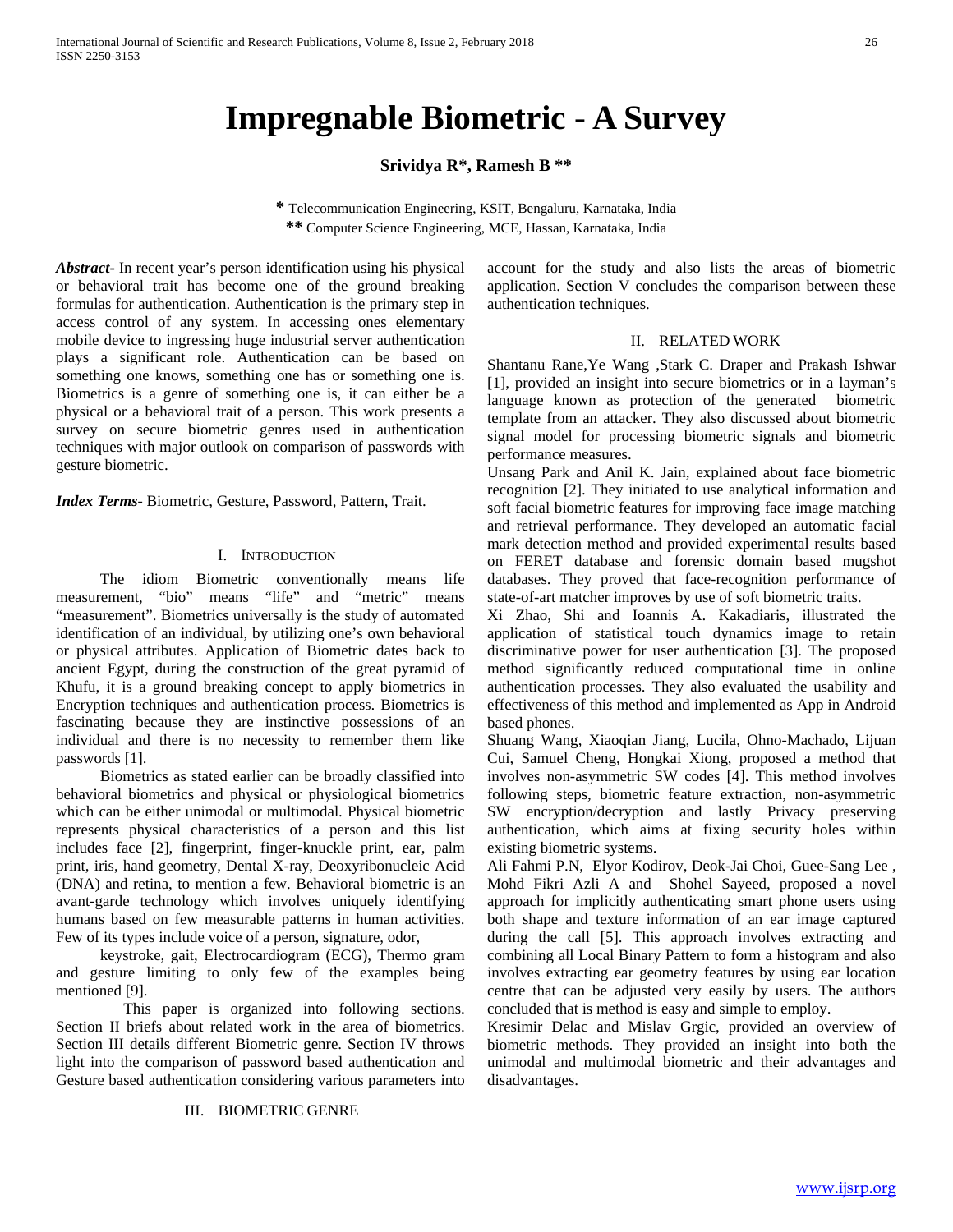# Impregnable Biometric - A Survey

**Srividya R\*, Ramesh B \*\***

\* Telecommunication Engineering, KSIT, Bengaluru, Karnataka, India

\*\* Computer Science Engineering, MCE, Hassan, Karnataka, India

***Abstract***- In recent year's person identification using his physical or behavioral trait has become one of the ground breaking formulas for authentication. Authentication is the primary step in access control of any system. In accessing ones elementary mobile device to ingressing huge industrial server authentication plays a significant role. Authentication can be based on something one knows, something one has or something one is. Biometrics is a genre of something one is, it can either be a physical or a behavioral trait of a person. This work presents a survey on secure biometric genres used in authentication techniques with major outlook on comparison of passwords with gesture biometric.

***Index Terms***- Biometric, Gesture, Password, Pattern, Trait.

## I. Introduction

The idiom Biometric conventionally means life measurement, "bio" means "life" and "metric" means "measurement". Biometrics universally is the study of automated identification of an individual, by utilizing one's own behavioral or physical attributes. Application of Biometric dates back to ancient Egypt, during the construction of the great pyramid of Khufu, it is a ground breaking concept to apply biometrics in Encryption techniques and authentication process. Biometrics is fascinating because they are instinctive possessions of an individual and there is no necessity to remember them like passwords [1].

Biometrics as stated earlier can be broadly classified into behavioral biometrics and physical or physiological biometrics which can be either unimodal or multimodal. Physical biometric represents physical characteristics of a person and this list includes face [2], fingerprint, finger-knuckle print, ear, palm print, iris, hand geometry, Dental X-ray, Deoxyribonucleic Acid (DNA) and retina, to mention a few. Behavioral biometric is an avant-garde technology which involves uniquely identifying humans based on few measurable patterns in human activities. Few of its types include voice of a person, signature, odor,

keystroke, gait, Electrocardiogram (ECG), Thermo gram and gesture limiting to only few of the examples being mentioned [9].

This paper is organized into following sections. Section II briefs about related work in the area of biometrics. Section III details different Biometric genre. Section IV throws light into the comparison of password based authentication and Gesture based authentication considering various parameters into account for the study and also lists the areas of biometric application. Section V concludes the comparison between these authentication techniques.

## II. Related Work

Shantanu Rane,Ye Wang ,Stark C. Draper and Prakash Ishwar [1], provided an insight into secure biometrics or in a layman's language known as protection of the generated biometric template from an attacker. They also discussed about biometric signal model for processing biometric signals and biometric performance measures.

Unsang Park and Anil K. Jain, explained about face biometric recognition [2]. They initiated to use analytical information and soft facial biometric features for improving face image matching and retrieval performance. They developed an automatic facial mark detection method and provided experimental results based on FERET database and forensic domain based mugshot databases. They proved that face-recognition performance of state-of-art matcher improves by use of soft biometric traits.

Xi Zhao, Shi and Ioannis A. Kakadiaris, illustrated the application of statistical touch dynamics image to retain discriminative power for user authentication [3]. The proposed method significantly reduced computational time in online authentication processes. They also evaluated the usability and effectiveness of this method and implemented as App in Android based phones.

Shuang Wang, Xiaoqian Jiang, Lucila, Ohno-Machado, Lijuan Cui, Samuel Cheng, Hongkai Xiong, proposed a method that involves non-asymmetric SW codes [4]. This method involves following steps, biometric feature extraction, non-asymmetric SW encryption/decryption and lastly Privacy preserving authentication, which aims at fixing security holes within existing biometric systems.

Ali Fahmi P.N, Elyor Kodirov, Deok-Jai Choi, Guee-Sang Lee , Mohd Fikri Azli A and Shohel Sayeed, proposed a novel approach for implicitly authenticating smart phone users using both shape and texture information of an ear image captured during the call [5]. This approach involves extracting and combining all Local Binary Pattern to form a histogram and also involves extracting ear geometry features by using ear location centre that can be adjusted very easily by users. The authors concluded that is method is easy and simple to employ.

Kresimir Delac and Mislav Grgic, provided an overview of biometric methods. They provided an insight into both the unimodal and multimodal biometric and their advantages and disadvantages.

## III. Biometric Genre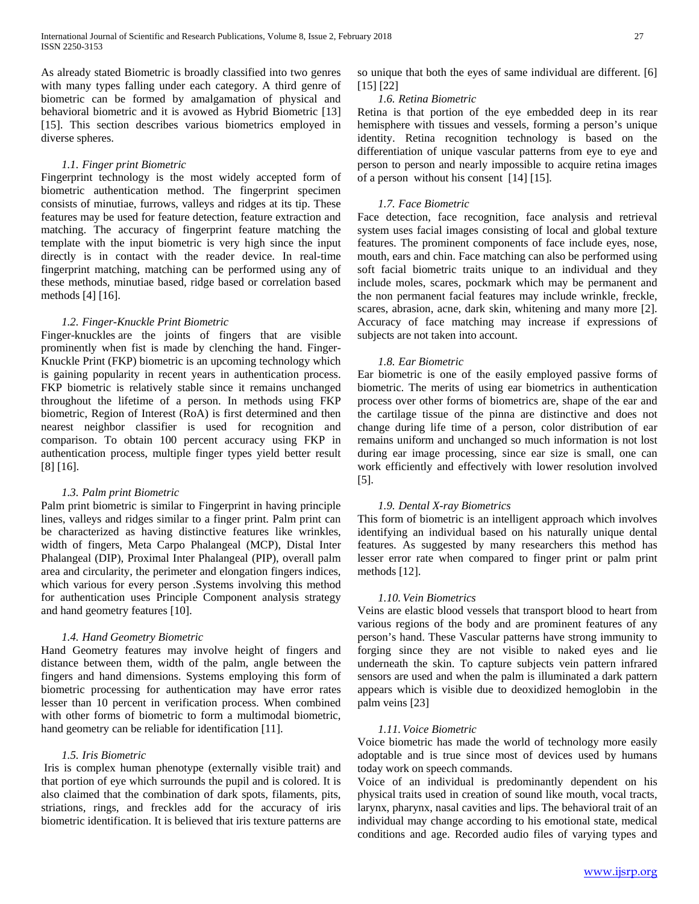As already stated Biometric is broadly classified into two genres with many types falling under each category. A third genre of biometric can be formed by amalgamation of physical and behavioral biometric and it is avowed as Hybrid Biometric [13] [15]. This section describes various biometrics employed in diverse spheres.

### *1.1. Finger print Biometric*

Fingerprint technology is the most widely accepted form of biometric authentication method. The fingerprint specimen consists of minutiae, furrows, valleys and ridges at its tip. These features may be used for feature detection, feature extraction and matching. The accuracy of fingerprint feature matching the template with the input biometric is very high since the input directly is in contact with the reader device. In real-time fingerprint matching, matching can be performed using any of these methods, minutiae based, ridge based or correlation based methods [4] [16].

### *1.2. Finger-Knuckle Print Biometric*

Finger-knuckles are the joints of fingers that are visible prominently when fist is made by clenching the hand. Finger-Knuckle Print (FKP) biometric is an upcoming technology which is gaining popularity in recent years in authentication process. FKP biometric is relatively stable since it remains unchanged throughout the lifetime of a person. In methods using FKP biometric, Region of Interest (RoA) is first determined and then nearest neighbor classifier is used for recognition and comparison. To obtain 100 percent accuracy using FKP in authentication process, multiple finger types yield better result [8] [16].

### *1.3. Palm print Biometric*

Palm print biometric is similar to Fingerprint in having principle lines, valleys and ridges similar to a finger print. Palm print can be characterized as having distinctive features like wrinkles, width of fingers, Meta Carpo Phalangeal (MCP), Distal Inter Phalangeal (DIP), Proximal Inter Phalangeal (PIP), overall palm area and circularity, the perimeter and elongation fingers indices, which various for every person .Systems involving this method for authentication uses Principle Component analysis strategy and hand geometry features [10].

### *1.4. Hand Geometry Biometric*

Hand Geometry features may involve height of fingers and distance between them, width of the palm, angle between the fingers and hand dimensions. Systems employing this form of biometric processing for authentication may have error rates lesser than 10 percent in verification process. When combined with other forms of biometric to form a multimodal biometric, hand geometry can be reliable for identification [11].

### *1.5. Iris Biometric*

Iris is complex human phenotype (externally visible trait) and that portion of eye which surrounds the pupil and is colored. It is also claimed that the combination of dark spots, filaments, pits, striations, rings, and freckles add for the accuracy of iris biometric identification. It is believed that iris texture patterns are so unique that both the eyes of same individual are different. [6] [15] [22]

### *1.6. Retina Biometric*

Retina is that portion of the eye embedded deep in its rear hemisphere with tissues and vessels, forming a person's unique identity. Retina recognition technology is based on the differentiation of unique vascular patterns from eye to eye and person to person and nearly impossible to acquire retina images of a person without his consent [14] [15].

### *1.7. Face Biometric*

Face detection, face recognition, face analysis and retrieval system uses facial images consisting of local and global texture features. The prominent components of face include eyes, nose, mouth, ears and chin. Face matching can also be performed using soft facial biometric traits unique to an individual and they include moles, scares, pockmark which may be permanent and the non permanent facial features may include wrinkle, freckle, scares, abrasion, acne, dark skin, whitening and many more [2]. Accuracy of face matching may increase if expressions of subjects are not taken into account.

### *1.8. Ear Biometric*

Ear biometric is one of the easily employed passive forms of biometric. The merits of using ear biometrics in authentication process over other forms of biometrics are, shape of the ear and the cartilage tissue of the pinna are distinctive and does not change during life time of a person, color distribution of ear remains uniform and unchanged so much information is not lost during ear image processing, since ear size is small, one can work efficiently and effectively with lower resolution involved [5].

### *1.9. Dental X-ray Biometrics*

This form of biometric is an intelligent approach which involves identifying an individual based on his naturally unique dental features. As suggested by many researchers this method has lesser error rate when compared to finger print or palm print methods [12].

### *1.10. Vein Biometrics*

Veins are elastic blood vessels that transport blood to heart from various regions of the body and are prominent features of any person's hand. These Vascular patterns have strong immunity to forging since they are not visible to naked eyes and lie underneath the skin. To capture subjects vein pattern infrared sensors are used and when the palm is illuminated a dark pattern appears which is visible due to deoxidized hemoglobin in the palm veins [23]

### *1.11. Voice Biometric*

Voice biometric has made the world of technology more easily adoptable and is true since most of devices used by humans today work on speech commands.

Voice of an individual is predominantly dependent on his physical traits used in creation of sound like mouth, vocal tracts, larynx, pharynx, nasal cavities and lips. The behavioral trait of an individual may change according to his emotional state, medical conditions and age. Recorded audio files of varying types and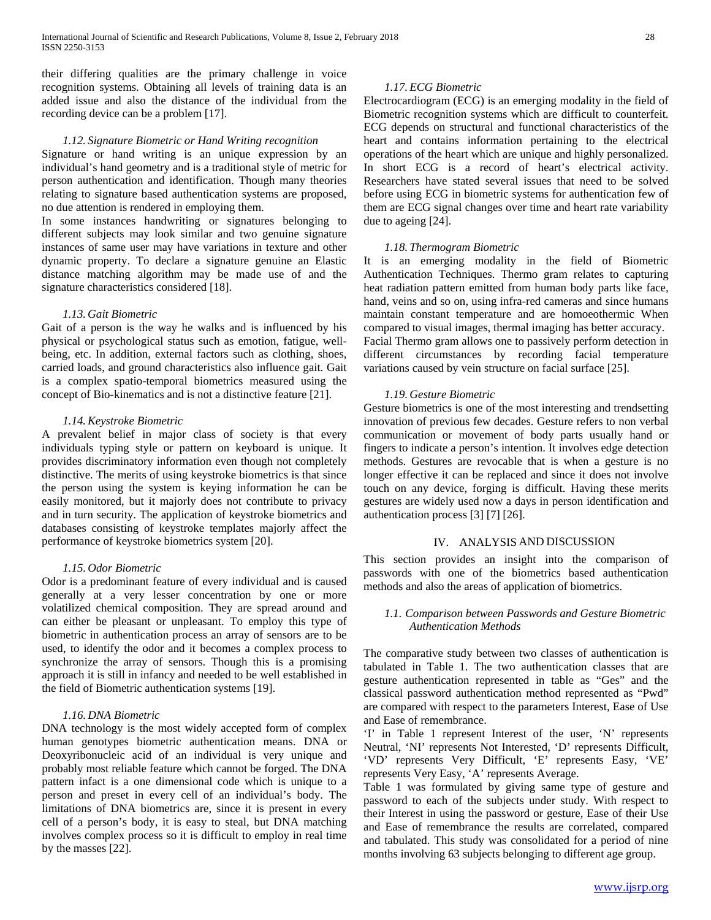their differing qualities are the primary challenge in voice recognition systems. Obtaining all levels of training data is an added issue and also the distance of the individual from the recording device can be a problem [17].

### *1.12. Signature Biometric or Hand Writing recognition*

Signature or hand writing is an unique expression by an individual's hand geometry and is a traditional style of metric for person authentication and identification. Though many theories relating to signature based authentication systems are proposed, no due attention is rendered in employing them.

In some instances handwriting or signatures belonging to different subjects may look similar and two genuine signature instances of same user may have variations in texture and other dynamic property. To declare a signature genuine an Elastic distance matching algorithm may be made use of and the signature characteristics considered [18].

### *1.13. Gait Biometric*

Gait of a person is the way he walks and is influenced by his physical or psychological status such as emotion, fatigue, well-being, etc. In addition, external factors such as clothing, shoes, carried loads, and ground characteristics also influence gait. Gait is a complex spatio-temporal biometrics measured using the concept of Bio-kinematics and is not a distinctive feature [21].

### *1.14. Keystroke Biometric*

A prevalent belief in major class of society is that every individuals typing style or pattern on keyboard is unique. It provides discriminatory information even though not completely distinctive. The merits of using keystroke biometrics is that since the person using the system is keying information he can be easily monitored, but it majorly does not contribute to privacy and in turn security. The application of keystroke biometrics and databases consisting of keystroke templates majorly affect the performance of keystroke biometrics system [20].

### *1.15. Odor Biometric*

Odor is a predominant feature of every individual and is caused generally at a very lesser concentration by one or more volatilized chemical composition. They are spread around and can either be pleasant or unpleasant. To employ this type of biometric in authentication process an array of sensors are to be used, to identify the odor and it becomes a complex process to synchronize the array of sensors. Though this is a promising approach it is still in infancy and needed to be well established in the field of Biometric authentication systems [19].

### *1.16. DNA Biometric*

DNA technology is the most widely accepted form of complex human genotypes biometric authentication means. DNA or Deoxyribonucleic acid of an individual is very unique and probably most reliable feature which cannot be forged. The DNA pattern infact is a one dimensional code which is unique to a person and preset in every cell of an individual's body. The limitations of DNA biometrics are, since it is present in every cell of a person's body, it is easy to steal, but DNA matching involves complex process so it is difficult to employ in real time by the masses [22].

### *1.17. ECG Biometric*

Electrocardiogram (ECG) is an emerging modality in the field of Biometric recognition systems which are difficult to counterfeit. ECG depends on structural and functional characteristics of the heart and contains information pertaining to the electrical operations of the heart which are unique and highly personalized. In short ECG is a record of heart's electrical activity. Researchers have stated several issues that need to be solved before using ECG in biometric systems for authentication few of them are ECG signal changes over time and heart rate variability due to ageing [24].

### *1.18. Thermogram Biometric*

It is an emerging modality in the field of Biometric Authentication Techniques. Thermo gram relates to capturing heat radiation pattern emitted from human body parts like face, hand, veins and so on, using infra-red cameras and since humans maintain constant temperature and are homoeothermic When compared to visual images, thermal imaging has better accuracy.

Facial Thermo gram allows one to passively perform detection in different circumstances by recording facial temperature variations caused by vein structure on facial surface [25].

### *1.19. Gesture Biometric*

Gesture biometrics is one of the most interesting and trendsetting innovation of previous few decades. Gesture refers to non verbal communication or movement of body parts usually hand or fingers to indicate a person's intention. It involves edge detection methods. Gestures are revocable that is when a gesture is no longer effective it can be replaced and since it does not involve touch on any device, forging is difficult. Having these merits gestures are widely used now a days in person identification and authentication process [3] [7] [26].

## IV. ANALYSIS AND DISCUSSION

This section provides an insight into the comparison of passwords with one of the biometrics based authentication methods and also the areas of application of biometrics.

### *1.1. Comparison between Passwords and Gesture Biometric Authentication Methods*

The comparative study between two classes of authentication is tabulated in Table 1. The two authentication classes that are gesture authentication represented in table as "Ges" and the classical password authentication method represented as "Pwd" are compared with respect to the parameters Interest, Ease of Use and Ease of remembrance.

'I' in Table 1 represent Interest of the user, 'N' represents Neutral, 'NI' represents Not Interested, 'D' represents Difficult, 'VD' represents Very Difficult, 'E' represents Easy, 'VE' represents Very Easy, 'A' represents Average.

Table 1 was formulated by giving same type of gesture and password to each of the subjects under study. With respect to their Interest in using the password or gesture, Ease of their Use and Ease of remembrance the results are correlated, compared and tabulated. This study was consolidated for a period of nine months involving 63 subjects belonging to different age group.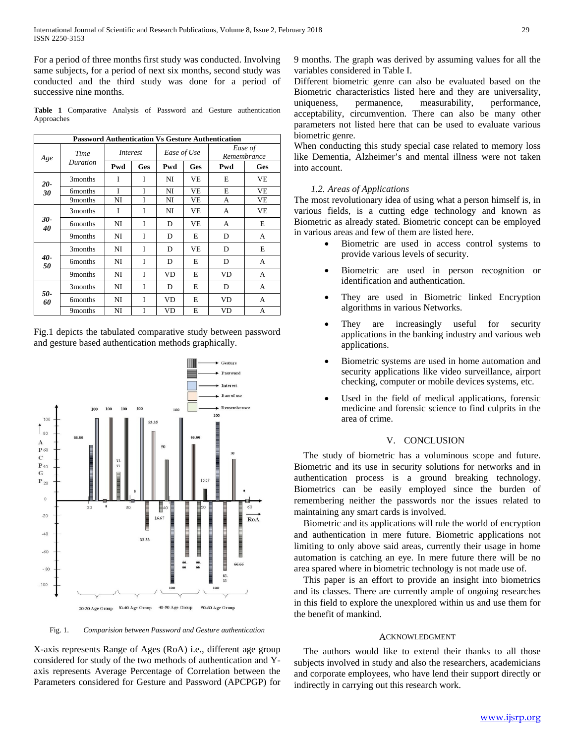For a period of three months first study was conducted. Involving same subjects, for a period of next six months, second study was conducted and the third study was done for a period of successive nine months.

**Table 1** Comparative Analysis of Password and Gesture authentication Approaches

| Password Authentication Vs Gesture Authentication | | | | | | | |
|---|---|---|---|---|---|---|---|
| *Age* | *Time Duration* | *Interest* | | *Ease of Use* | | *Ease of Remembrance* | |
| | | **Pwd** | **Ges** | **Pwd** | **Ges** | **Pwd** | **Ges** |
| **20-30** | 3months | I | I | NI | VE | E | VE |
| | 6months | I | I | NI | VE | E | VE |
| | 9months | NI | I | NI | VE | A | VE |
| **30-40** | 3months | I | I | NI | VE | A | VE |
| | 6months | NI | I | D | VE | A | E |
| | 9months | NI | I | D | E | D | A |
| **40-50** | 3months | NI | I | D | VE | D | E |
| | 6months | NI | I | D | E | D | A |
| | 9months | NI | I | VD | E | VD | A |
| **50-60** | 3months | NI | I | D | E | D | A |
| | 6months | NI | I | VD | E | VD | A |
| | 9months | NI | I | VD | E | VD | A |

Fig.1 depicts the tabulated comparative study between password and gesture based authentication methods graphically.

Fig. 1. *Comparision between Password and Gesture authentication*

X-axis represents Range of Ages (RoA) i.e., different age group considered for study of the two methods of authentication and Y-axis represents Average Percentage of Correlation between the Parameters considered for Gesture and Password (APCPGP) for 9 months. The graph was derived by assuming values for all the variables considered in Table I.

Different biometric genre can also be evaluated based on the Biometric characteristics listed here and they are universality, uniqueness, permanence, measurability, performance, acceptability, circumvention. There can also be many other parameters not listed here that can be used to evaluate various biometric genre.

When conducting this study special case related to memory loss like Dementia, Alzheimer's and mental illness were not taken into account.

### *1.2. Areas of Applications*

The most revolutionary idea of using what a person himself is, in various fields, is a cutting edge technology and known as Biometric as already stated. Biometric concept can be employed in various areas and few of them are listed here.

- Biometric are used in access control systems to provide various levels of security.
- Biometric are used in person recognition or identification and authentication.
- They are used in Biometric linked Encryption algorithms in various Networks.
- They are increasingly useful for security applications in the banking industry and various web applications.
- Biometric systems are used in home automation and security applications like video surveillance, airport checking, computer or mobile devices systems, etc.
- Used in the field of medical applications, forensic medicine and forensic science to find culprits in the area of crime.

## V. CONCLUSION

The study of biometric has a voluminous scope and future. Biometric and its use in security solutions for networks and in authentication process is a ground breaking technology. Biometrics can be easily employed since the burden of remembering neither the passwords nor the issues related to maintaining any smart cards is involved.

Biometric and its applications will rule the world of encryption and authentication in mere future. Biometric applications not limiting to only above said areas, currently their usage in home automation is catching an eye. In mere future there will be no area spared where in biometric technology is not made use of.

This paper is an effort to provide an insight into biometrics and its classes. There are currently ample of ongoing researches in this field to explore the unexplored within us and use them for the benefit of mankind.

## ACKNOWLEDGMENT

The authors would like to extend their thanks to all those subjects involved in study and also the researchers, academicians and corporate employees, who have lend their support directly or indirectly in carrying out this research work.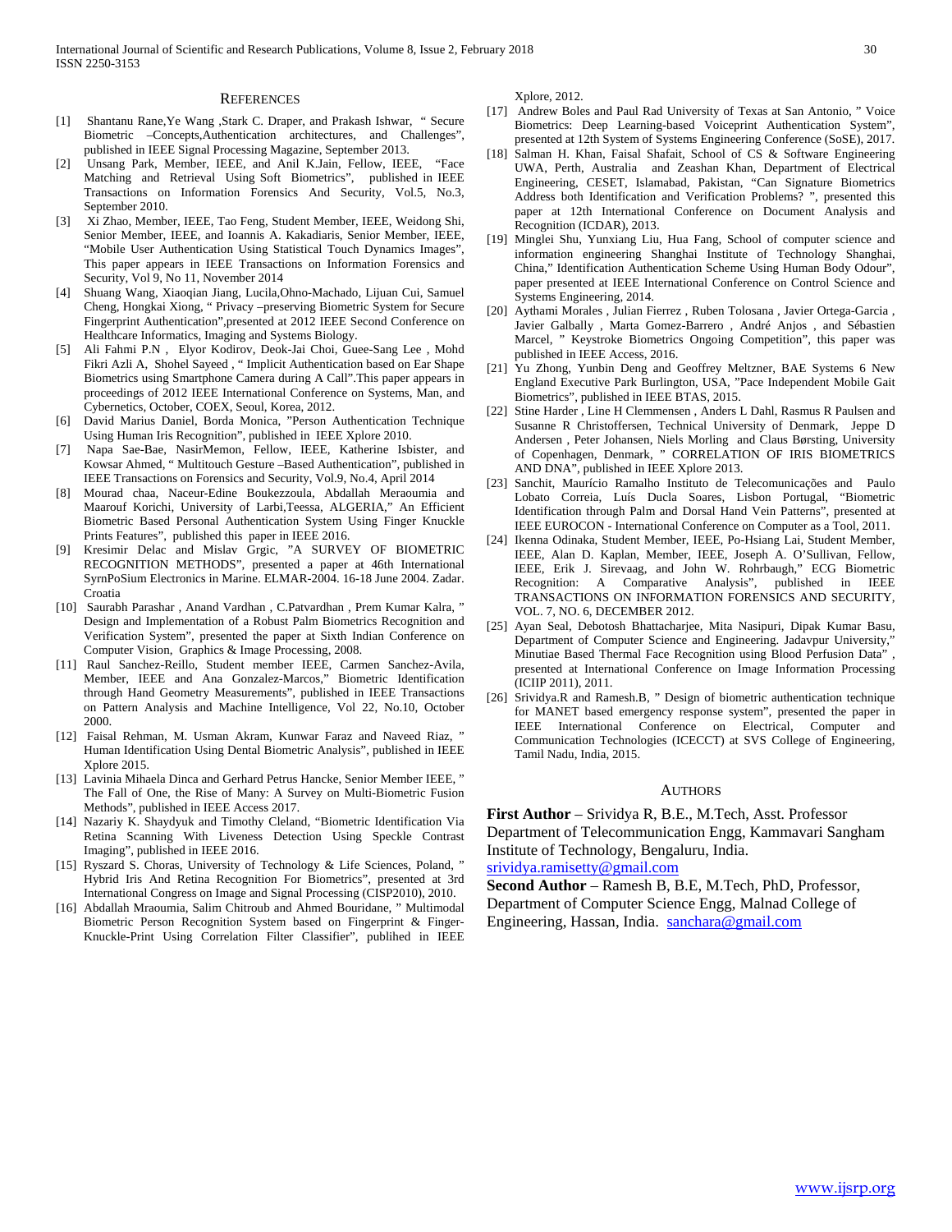## REFERENCES

[1] Shantanu Rane,Ye Wang ,Stark C. Draper, and Prakash Ishwar, " Secure Biometric –Concepts,Authentication architectures, and Challenges", published in IEEE Signal Processing Magazine, September 2013.

[2] Unsang Park, Member, IEEE, and Anil K.Jain, Fellow, IEEE, "Face Matching and Retrieval Using Soft Biometrics", published in IEEE Transactions on Information Forensics And Security, Vol.5, No.3, September 2010.

[3] Xi Zhao, Member, IEEE, Tao Feng, Student Member, IEEE, Weidong Shi, Senior Member, IEEE, and Ioannis A. Kakadiaris, Senior Member, IEEE, "Mobile User Authentication Using Statistical Touch Dynamics Images", This paper appears in IEEE Transactions on Information Forensics and Security, Vol 9, No 11, November 2014

[4] Shuang Wang, Xiaoqian Jiang, Lucila,Ohno-Machado, Lijuan Cui, Samuel Cheng, Hongkai Xiong, " Privacy –preserving Biometric System for Secure Fingerprint Authentication",presented at 2012 IEEE Second Conference on Healthcare Informatics, Imaging and Systems Biology.

[5] Ali Fahmi P.N , Elyor Kodirov, Deok-Jai Choi, Guee-Sang Lee , Mohd Fikri Azli A, Shohel Sayeed , " Implicit Authentication based on Ear Shape Biometrics using Smartphone Camera during A Call".This paper appears in proceedings of 2012 IEEE International Conference on Systems, Man, and Cybernetics, October, COEX, Seoul, Korea, 2012.

[6] David Marius Daniel, Borda Monica, "Person Authentication Technique Using Human Iris Recognition", published in IEEE Xplore 2010.

[7] Napa Sae-Bae, NasirMemon, Fellow, IEEE, Katherine Isbister, and Kowsar Ahmed, " Multitouch Gesture –Based Authentication", published in IEEE Transactions on Forensics and Security, Vol.9, No.4, April 2014

[8] Mourad chaa, Naceur-Edine Boukezzoula, Abdallah Meraoumia and Maarouf Korichi, University of Larbi,Teessa, ALGERIA," An Efficient Biometric Based Personal Authentication System Using Finger Knuckle Prints Features", published this paper in IEEE 2016.

[9] Kresimir Delac and Mislav Grgic, "A SURVEY OF BIOMETRIC RECOGNITION METHODS", presented a paper at 46th International SyrnPoSium Electronics in Marine. ELMAR-2004. 16-18 June 2004. Zadar. Croatia

[10] Saurabh Parashar , Anand Vardhan , C.Patvardhan , Prem Kumar Kalra, " Design and Implementation of a Robust Palm Biometrics Recognition and Verification System", presented the paper at Sixth Indian Conference on Computer Vision, Graphics & Image Processing, 2008.

[11] Raul Sanchez-Reillo, Student member IEEE, Carmen Sanchez-Avila, Member, IEEE and Ana Gonzalez-Marcos," Biometric Identification through Hand Geometry Measurements", published in IEEE Transactions on Pattern Analysis and Machine Intelligence, Vol 22, No.10, October 2000.

[12] Faisal Rehman, M. Usman Akram, Kunwar Faraz and Naveed Riaz, " Human Identification Using Dental Biometric Analysis", published in IEEE Xplore 2015.

[13] Lavinia Mihaela Dinca and Gerhard Petrus Hancke, Senior Member IEEE, " The Fall of One, the Rise of Many: A Survey on Multi-Biometric Fusion Methods", published in IEEE Access 2017.

[14] Nazariy K. Shaydyuk and Timothy Cleland, "Biometric Identification Via Retina Scanning With Liveness Detection Using Speckle Contrast Imaging", published in IEEE 2016.

[15] Ryszard S. Choras, University of Technology & Life Sciences, Poland, " Hybrid Iris And Retina Recognition For Biometrics", presented at 3rd International Congress on Image and Signal Processing (CISP2010), 2010.

[16] Abdallah Mraoumia, Salim Chitroub and Ahmed Bouridane, " Multimodal Biometric Person Recognition System based on Fingerprint & Finger-Knuckle-Print Using Correlation Filter Classifier", publihed in IEEE Xplore, 2012.

[17] Andrew Boles and Paul Rad University of Texas at San Antonio, " Voice Biometrics: Deep Learning-based Voiceprint Authentication System", presented at 12th System of Systems Engineering Conference (SoSE), 2017.

[18] Salman H. Khan, Faisal Shafait, School of CS & Software Engineering UWA, Perth, Australia and Zeashan Khan, Department of Electrical Engineering, CESET, Islamabad, Pakistan, "Can Signature Biometrics Address both Identification and Verification Problems? ", presented this paper at 12th International Conference on Document Analysis and Recognition (ICDAR), 2013.

[19] Minglei Shu, Yunxiang Liu, Hua Fang, School of computer science and information engineering Shanghai Institute of Technology Shanghai, China," Identification Authentication Scheme Using Human Body Odour", paper presented at IEEE International Conference on Control Science and Systems Engineering, 2014.

[20] Aythami Morales , Julian Fierrez , Ruben Tolosana , Javier Ortega-Garcia , Javier Galbally , Marta Gomez-Barrero , André Anjos , and Sébastien Marcel, " Keystroke Biometrics Ongoing Competition", this paper was published in IEEE Access, 2016.

[21] Yu Zhong, Yunbin Deng and Geoffrey Meltzner, BAE Systems 6 New England Executive Park Burlington, USA, "Pace Independent Mobile Gait Biometrics", published in IEEE BTAS, 2015.

[22] Stine Harder , Line H Clemmensen , Anders L Dahl, Rasmus R Paulsen and Susanne R Christoffersen, Technical University of Denmark, Jeppe D Andersen , Peter Johansen, Niels Morling and Claus Børsting, University of Copenhagen, Denmark, " CORRELATION OF IRIS BIOMETRICS AND DNA", published in IEEE Xplore 2013.

[23] Sanchit, Maurício Ramalho Instituto de Telecomunicações and Paulo Lobato Correia, Luís Ducla Soares, Lisbon Portugal, "Biometric Identification through Palm and Dorsal Hand Vein Patterns", presented at IEEE EUROCON - International Conference on Computer as a Tool, 2011.

[24] Ikenna Odinaka, Student Member, IEEE, Po-Hsiang Lai, Student Member, IEEE, Alan D. Kaplan, Member, IEEE, Joseph A. O'Sullivan, Fellow, IEEE, Erik J. Sirevaag, and John W. Rohrbaugh," ECG Biometric Recognition: A Comparative Analysis", published in IEEE TRANSACTIONS ON INFORMATION FORENSICS AND SECURITY, VOL. 7, NO. 6, DECEMBER 2012.

[25] Ayan Seal, Debotosh Bhattacharjee, Mita Nasipuri, Dipak Kumar Basu, Department of Computer Science and Engineering. Jadavpur University," Minutiae Based Thermal Face Recognition using Blood Perfusion Data" , presented at International Conference on Image Information Processing (ICIIP 2011), 2011.

[26] Srividya.R and Ramesh.B, " Design of biometric authentication technique for MANET based emergency response system", presented the paper in IEEE International Conference on Electrical, Computer and Communication Technologies (ICECCT) at SVS College of Engineering, Tamil Nadu, India, 2015.

## AUTHORS

**First Author** – Srividya R, B.E., M.Tech, Asst. Professor Department of Telecommunication Engg, Kammavari Sangham Institute of Technology, Bengaluru, India. srividya.ramisetty@gmail.com

**Second Author** – Ramesh B, B.E, M.Tech, PhD, Professor, Department of Computer Science Engg, Malnad College of Engineering, Hassan, India. sanchara@gmail.com